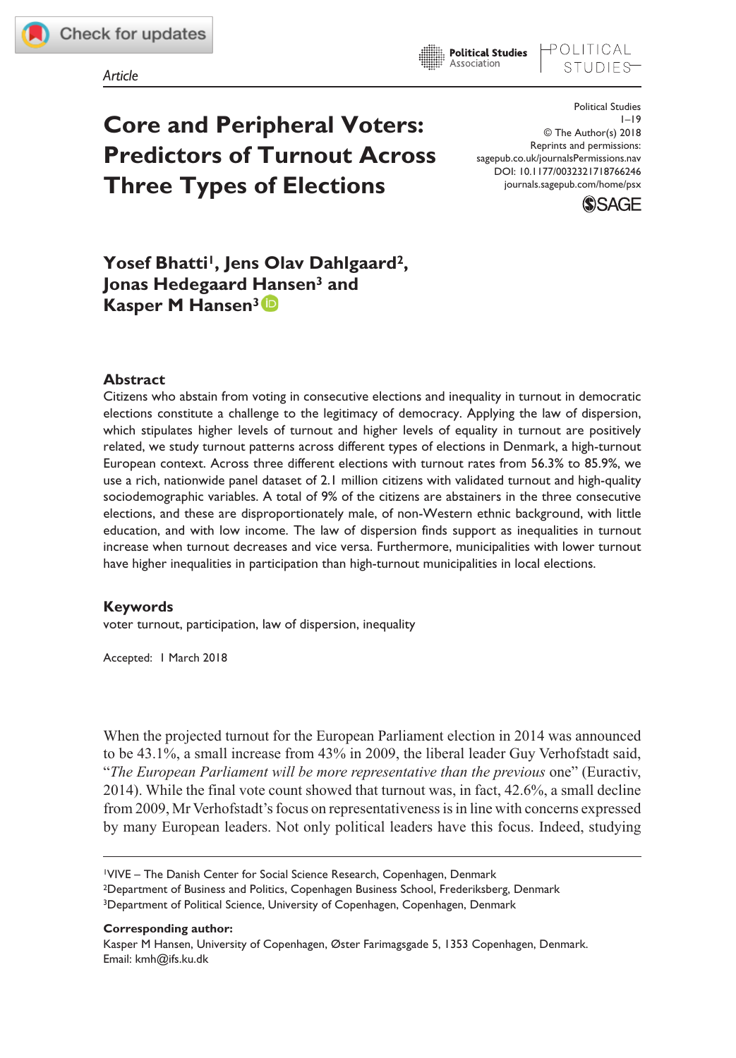Article

# Core and Peripheral Voters: Predictors of Turnout Across Three Types of Elections

Political Studies
1–19
© The Author(s) 2018
Reprints and permissions: sagepub.co.uk/journalsPermissions.nav
DOI: 10.1177/0032321718766246
journals.sagepub.com/home/psx

**Yosef Bhatti[1], Jens Olav Dahlgaard[2], Jonas Hedegaard Hansen[3] and Kasper M Hansen[3]**

## Abstract

Citizens who abstain from voting in consecutive elections and inequality in turnout in democratic elections constitute a challenge to the legitimacy of democracy. Applying the law of dispersion, which stipulates higher levels of turnout and higher levels of equality in turnout are positively related, we study turnout patterns across different types of elections in Denmark, a high-turnout European context. Across three different elections with turnout rates from 56.3% to 85.9%, we use a rich, nationwide panel dataset of 2.1 million citizens with validated turnout and high-quality sociodemographic variables. A total of 9% of the citizens are abstainers in the three consecutive elections, and these are disproportionately male, of non-Western ethnic background, with little education, and with low income. The law of dispersion finds support as inequalities in turnout increase when turnout decreases and vice versa. Furthermore, municipalities with lower turnout have higher inequalities in participation than high-turnout municipalities in local elections.

## Keywords

voter turnout, participation, law of dispersion, inequality

Accepted: 1 March 2018

When the projected turnout for the European Parliament election in 2014 was announced to be 43.1%, a small increase from 43% in 2009, the liberal leader Guy Verhofstadt said, "*The European Parliament will be more representative than the previous* one" (Euractiv, 2014). While the final vote count showed that turnout was, in fact, 42.6%, a small decline from 2009, Mr Verhofstadt's focus on representativeness is in line with concerns expressed by many European leaders. Not only political leaders have this focus. Indeed, studying

[1]VIVE – The Danish Center for Social Science Research, Copenhagen, Denmark
[2]Department of Business and Politics, Copenhagen Business School, Frederiksberg, Denmark
[3]Department of Political Science, University of Copenhagen, Copenhagen, Denmark

**Corresponding author:**
Kasper M Hansen, University of Copenhagen, Øster Farimagsgade 5, 1353 Copenhagen, Denmark.
Email: kmh@ifs.ku.dk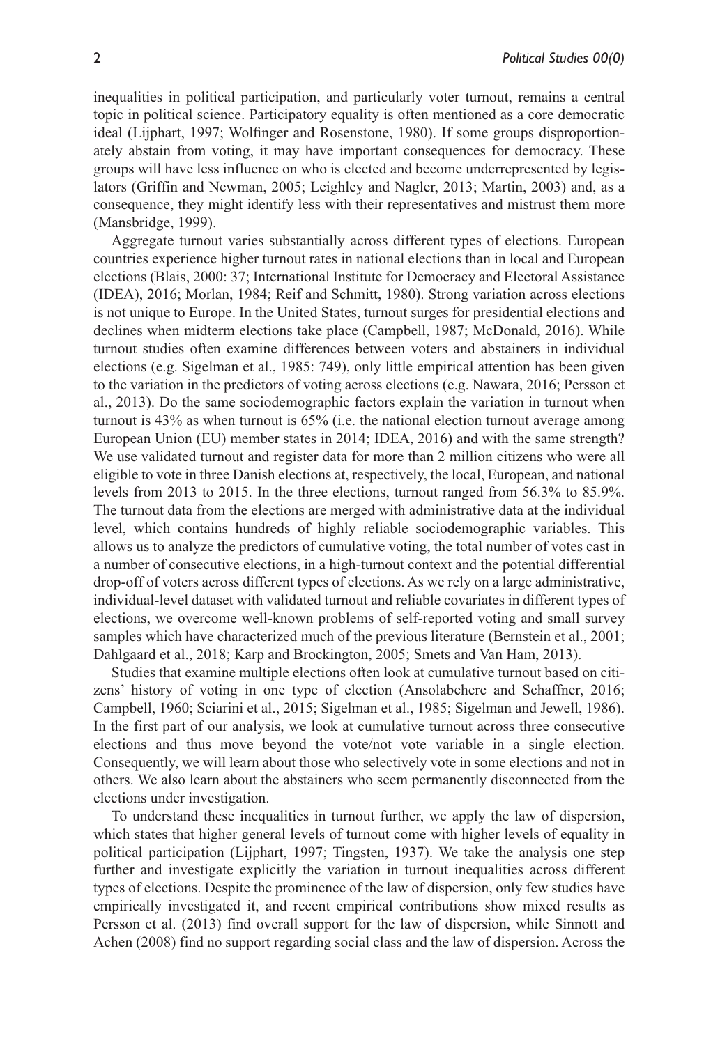inequalities in political participation, and particularly voter turnout, remains a central topic in political science. Participatory equality is often mentioned as a core democratic ideal (Lijphart, 1997; Wolfinger and Rosenstone, 1980). If some groups disproportionately abstain from voting, it may have important consequences for democracy. These groups will have less influence on who is elected and become underrepresented by legislators (Griffin and Newman, 2005; Leighley and Nagler, 2013; Martin, 2003) and, as a consequence, they might identify less with their representatives and mistrust them more (Mansbridge, 1999).

Aggregate turnout varies substantially across different types of elections. European countries experience higher turnout rates in national elections than in local and European elections (Blais, 2000: 37; International Institute for Democracy and Electoral Assistance (IDEA), 2016; Morlan, 1984; Reif and Schmitt, 1980). Strong variation across elections is not unique to Europe. In the United States, turnout surges for presidential elections and declines when midterm elections take place (Campbell, 1987; McDonald, 2016). While turnout studies often examine differences between voters and abstainers in individual elections (e.g. Sigelman et al., 1985: 749), only little empirical attention has been given to the variation in the predictors of voting across elections (e.g. Nawara, 2016; Persson et al., 2013). Do the same sociodemographic factors explain the variation in turnout when turnout is 43% as when turnout is 65% (i.e. the national election turnout average among European Union (EU) member states in 2014; IDEA, 2016) and with the same strength? We use validated turnout and register data for more than 2 million citizens who were all eligible to vote in three Danish elections at, respectively, the local, European, and national levels from 2013 to 2015. In the three elections, turnout ranged from 56.3% to 85.9%. The turnout data from the elections are merged with administrative data at the individual level, which contains hundreds of highly reliable sociodemographic variables. This allows us to analyze the predictors of cumulative voting, the total number of votes cast in a number of consecutive elections, in a high-turnout context and the potential differential drop-off of voters across different types of elections. As we rely on a large administrative, individual-level dataset with validated turnout and reliable covariates in different types of elections, we overcome well-known problems of self-reported voting and small survey samples which have characterized much of the previous literature (Bernstein et al., 2001; Dahlgaard et al., 2018; Karp and Brockington, 2005; Smets and Van Ham, 2013).

Studies that examine multiple elections often look at cumulative turnout based on citizens' history of voting in one type of election (Ansolabehere and Schaffner, 2016; Campbell, 1960; Sciarini et al., 2015; Sigelman et al., 1985; Sigelman and Jewell, 1986). In the first part of our analysis, we look at cumulative turnout across three consecutive elections and thus move beyond the vote/not vote variable in a single election. Consequently, we will learn about those who selectively vote in some elections and not in others. We also learn about the abstainers who seem permanently disconnected from the elections under investigation.

To understand these inequalities in turnout further, we apply the law of dispersion, which states that higher general levels of turnout come with higher levels of equality in political participation (Lijphart, 1997; Tingsten, 1937). We take the analysis one step further and investigate explicitly the variation in turnout inequalities across different types of elections. Despite the prominence of the law of dispersion, only few studies have empirically investigated it, and recent empirical contributions show mixed results as Persson et al. (2013) find overall support for the law of dispersion, while Sinnott and Achen (2008) find no support regarding social class and the law of dispersion. Across the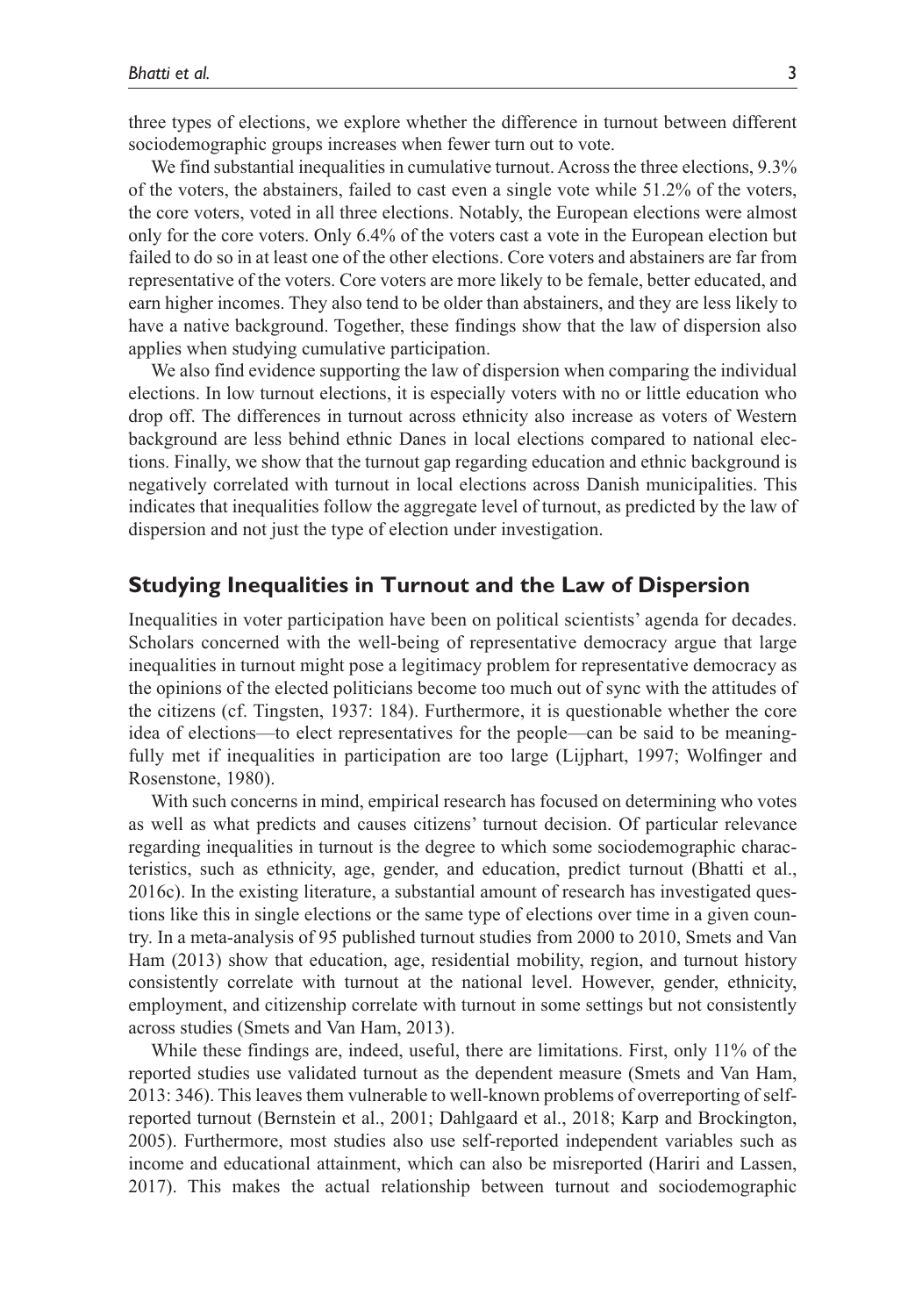three types of elections, we explore whether the difference in turnout between different sociodemographic groups increases when fewer turn out to vote.

We find substantial inequalities in cumulative turnout. Across the three elections, 9.3% of the voters, the abstainers, failed to cast even a single vote while 51.2% of the voters, the core voters, voted in all three elections. Notably, the European elections were almost only for the core voters. Only 6.4% of the voters cast a vote in the European election but failed to do so in at least one of the other elections. Core voters and abstainers are far from representative of the voters. Core voters are more likely to be female, better educated, and earn higher incomes. They also tend to be older than abstainers, and they are less likely to have a native background. Together, these findings show that the law of dispersion also applies when studying cumulative participation.

We also find evidence supporting the law of dispersion when comparing the individual elections. In low turnout elections, it is especially voters with no or little education who drop off. The differences in turnout across ethnicity also increase as voters of Western background are less behind ethnic Danes in local elections compared to national elections. Finally, we show that the turnout gap regarding education and ethnic background is negatively correlated with turnout in local elections across Danish municipalities. This indicates that inequalities follow the aggregate level of turnout, as predicted by the law of dispersion and not just the type of election under investigation.

## Studying Inequalities in Turnout and the Law of Dispersion

Inequalities in voter participation have been on political scientists' agenda for decades. Scholars concerned with the well-being of representative democracy argue that large inequalities in turnout might pose a legitimacy problem for representative democracy as the opinions of the elected politicians become too much out of sync with the attitudes of the citizens (cf. Tingsten, 1937: 184). Furthermore, it is questionable whether the core idea of elections—to elect representatives for the people—can be said to be meaningfully met if inequalities in participation are too large (Lijphart, 1997; Wolfinger and Rosenstone, 1980).

With such concerns in mind, empirical research has focused on determining who votes as well as what predicts and causes citizens' turnout decision. Of particular relevance regarding inequalities in turnout is the degree to which some sociodemographic characteristics, such as ethnicity, age, gender, and education, predict turnout (Bhatti et al., 2016c). In the existing literature, a substantial amount of research has investigated questions like this in single elections or the same type of elections over time in a given country. In a meta-analysis of 95 published turnout studies from 2000 to 2010, Smets and Van Ham (2013) show that education, age, residential mobility, region, and turnout history consistently correlate with turnout at the national level. However, gender, ethnicity, employment, and citizenship correlate with turnout in some settings but not consistently across studies (Smets and Van Ham, 2013).

While these findings are, indeed, useful, there are limitations. First, only 11% of the reported studies use validated turnout as the dependent measure (Smets and Van Ham, 2013: 346). This leaves them vulnerable to well-known problems of overreporting of self-reported turnout (Bernstein et al., 2001; Dahlgaard et al., 2018; Karp and Brockington, 2005). Furthermore, most studies also use self-reported independent variables such as income and educational attainment, which can also be misreported (Hariri and Lassen, 2017). This makes the actual relationship between turnout and sociodemographic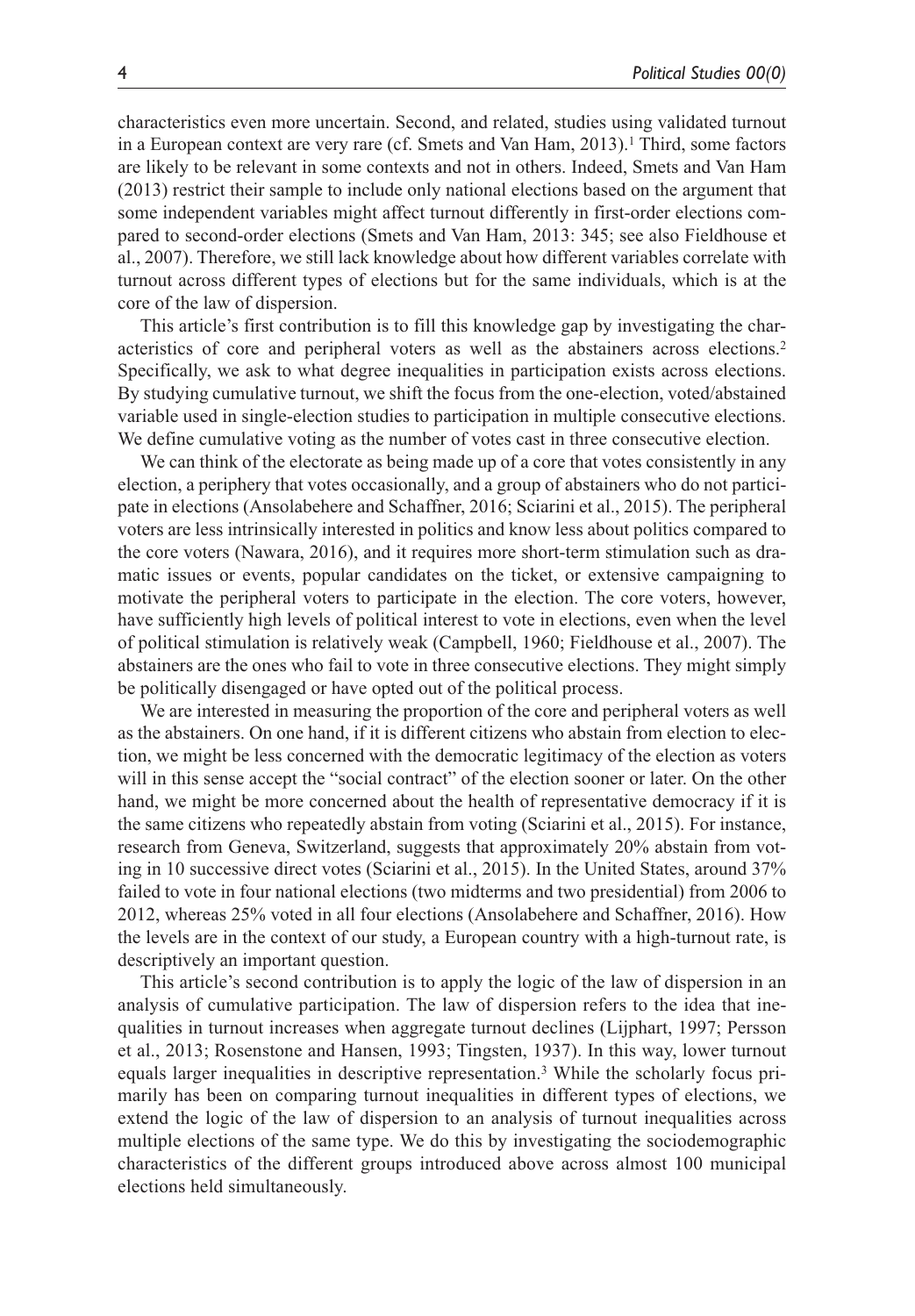characteristics even more uncertain. Second, and related, studies using validated turnout in a European context are very rare (cf. Smets and Van Ham, 2013).[1] Third, some factors are likely to be relevant in some contexts and not in others. Indeed, Smets and Van Ham (2013) restrict their sample to include only national elections based on the argument that some independent variables might affect turnout differently in first-order elections compared to second-order elections (Smets and Van Ham, 2013: 345; see also Fieldhouse et al., 2007). Therefore, we still lack knowledge about how different variables correlate with turnout across different types of elections but for the same individuals, which is at the core of the law of dispersion.

This article's first contribution is to fill this knowledge gap by investigating the characteristics of core and peripheral voters as well as the abstainers across elections.[2] Specifically, we ask to what degree inequalities in participation exists across elections. By studying cumulative turnout, we shift the focus from the one-election, voted/abstained variable used in single-election studies to participation in multiple consecutive elections. We define cumulative voting as the number of votes cast in three consecutive election.

We can think of the electorate as being made up of a core that votes consistently in any election, a periphery that votes occasionally, and a group of abstainers who do not participate in elections (Ansolabehere and Schaffner, 2016; Sciarini et al., 2015). The peripheral voters are less intrinsically interested in politics and know less about politics compared to the core voters (Nawara, 2016), and it requires more short-term stimulation such as dramatic issues or events, popular candidates on the ticket, or extensive campaigning to motivate the peripheral voters to participate in the election. The core voters, however, have sufficiently high levels of political interest to vote in elections, even when the level of political stimulation is relatively weak (Campbell, 1960; Fieldhouse et al., 2007). The abstainers are the ones who fail to vote in three consecutive elections. They might simply be politically disengaged or have opted out of the political process.

We are interested in measuring the proportion of the core and peripheral voters as well as the abstainers. On one hand, if it is different citizens who abstain from election to election, we might be less concerned with the democratic legitimacy of the election as voters will in this sense accept the "social contract" of the election sooner or later. On the other hand, we might be more concerned about the health of representative democracy if it is the same citizens who repeatedly abstain from voting (Sciarini et al., 2015). For instance, research from Geneva, Switzerland, suggests that approximately 20% abstain from voting in 10 successive direct votes (Sciarini et al., 2015). In the United States, around 37% failed to vote in four national elections (two midterms and two presidential) from 2006 to 2012, whereas 25% voted in all four elections (Ansolabehere and Schaffner, 2016). How the levels are in the context of our study, a European country with a high-turnout rate, is descriptively an important question.

This article's second contribution is to apply the logic of the law of dispersion in an analysis of cumulative participation. The law of dispersion refers to the idea that inequalities in turnout increases when aggregate turnout declines (Lijphart, 1997; Persson et al., 2013; Rosenstone and Hansen, 1993; Tingsten, 1937). In this way, lower turnout equals larger inequalities in descriptive representation.[3] While the scholarly focus primarily has been on comparing turnout inequalities in different types of elections, we extend the logic of the law of dispersion to an analysis of turnout inequalities across multiple elections of the same type. We do this by investigating the sociodemographic characteristics of the different groups introduced above across almost 100 municipal elections held simultaneously.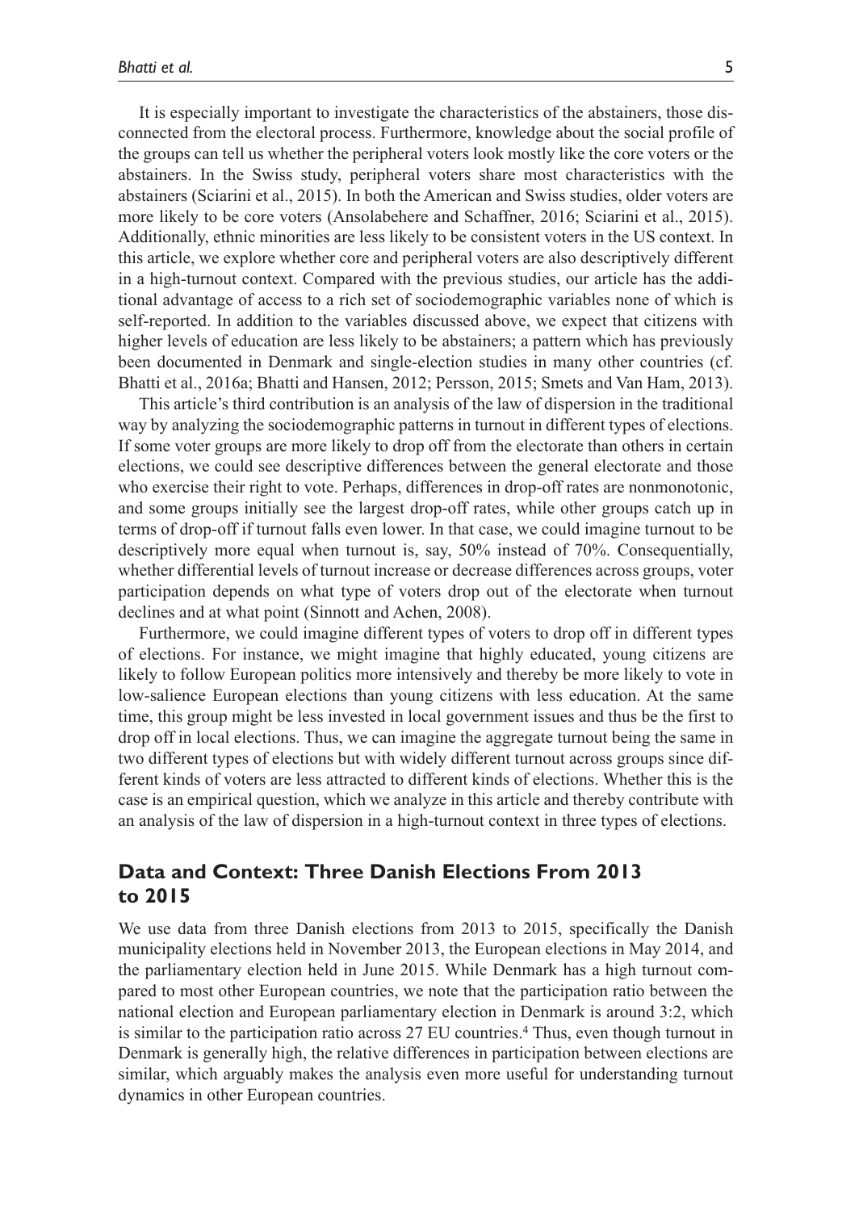It is especially important to investigate the characteristics of the abstainers, those disconnected from the electoral process. Furthermore, knowledge about the social profile of the groups can tell us whether the peripheral voters look mostly like the core voters or the abstainers. In the Swiss study, peripheral voters share most characteristics with the abstainers (Sciarini et al., 2015). In both the American and Swiss studies, older voters are more likely to be core voters (Ansolabehere and Schaffner, 2016; Sciarini et al., 2015). Additionally, ethnic minorities are less likely to be consistent voters in the US context. In this article, we explore whether core and peripheral voters are also descriptively different in a high-turnout context. Compared with the previous studies, our article has the additional advantage of access to a rich set of sociodemographic variables none of which is self-reported. In addition to the variables discussed above, we expect that citizens with higher levels of education are less likely to be abstainers; a pattern which has previously been documented in Denmark and single-election studies in many other countries (cf. Bhatti et al., 2016a; Bhatti and Hansen, 2012; Persson, 2015; Smets and Van Ham, 2013).

This article's third contribution is an analysis of the law of dispersion in the traditional way by analyzing the sociodemographic patterns in turnout in different types of elections. If some voter groups are more likely to drop off from the electorate than others in certain elections, we could see descriptive differences between the general electorate and those who exercise their right to vote. Perhaps, differences in drop-off rates are nonmonotonic, and some groups initially see the largest drop-off rates, while other groups catch up in terms of drop-off if turnout falls even lower. In that case, we could imagine turnout to be descriptively more equal when turnout is, say, 50% instead of 70%. Consequentially, whether differential levels of turnout increase or decrease differences across groups, voter participation depends on what type of voters drop out of the electorate when turnout declines and at what point (Sinnott and Achen, 2008).

Furthermore, we could imagine different types of voters to drop off in different types of elections. For instance, we might imagine that highly educated, young citizens are likely to follow European politics more intensively and thereby be more likely to vote in low-salience European elections than young citizens with less education. At the same time, this group might be less invested in local government issues and thus be the first to drop off in local elections. Thus, we can imagine the aggregate turnout being the same in two different types of elections but with widely different turnout across groups since different kinds of voters are less attracted to different kinds of elections. Whether this is the case is an empirical question, which we analyze in this article and thereby contribute with an analysis of the law of dispersion in a high-turnout context in three types of elections.

## Data and Context: Three Danish Elections From 2013 to 2015

We use data from three Danish elections from 2013 to 2015, specifically the Danish municipality elections held in November 2013, the European elections in May 2014, and the parliamentary election held in June 2015. While Denmark has a high turnout compared to most other European countries, we note that the participation ratio between the national election and European parliamentary election in Denmark is around 3:2, which is similar to the participation ratio across 27 EU countries.[4] Thus, even though turnout in Denmark is generally high, the relative differences in participation between elections are similar, which arguably makes the analysis even more useful for understanding turnout dynamics in other European countries.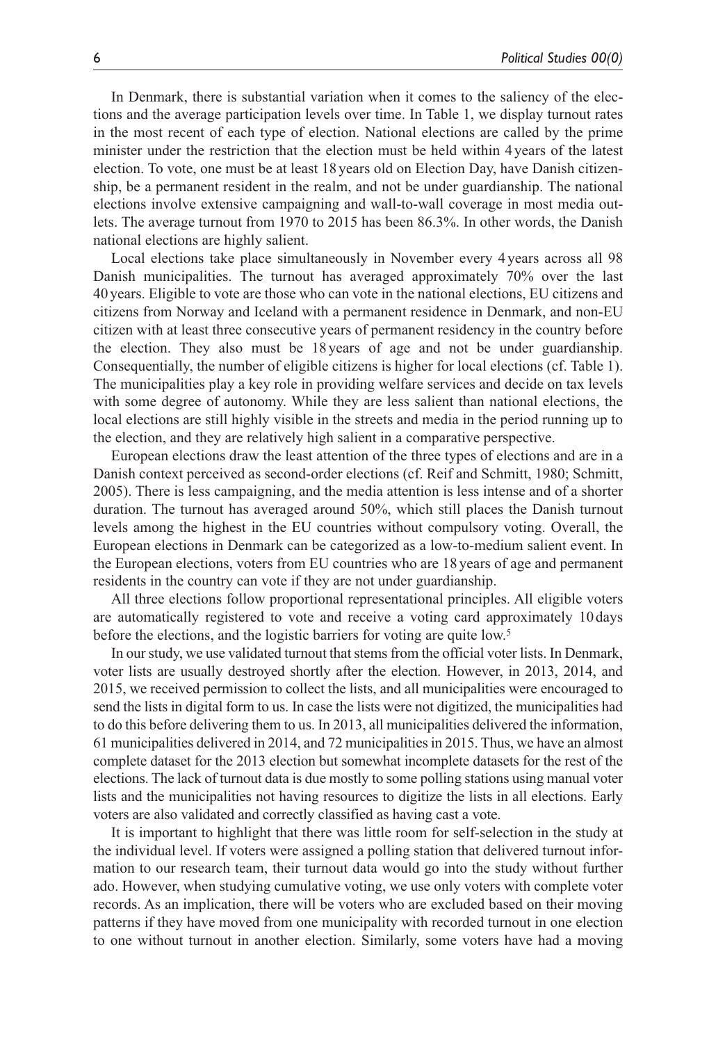In Denmark, there is substantial variation when it comes to the saliency of the elections and the average participation levels over time. In Table 1, we display turnout rates in the most recent of each type of election. National elections are called by the prime minister under the restriction that the election must be held within 4 years of the latest election. To vote, one must be at least 18 years old on Election Day, have Danish citizenship, be a permanent resident in the realm, and not be under guardianship. The national elections involve extensive campaigning and wall-to-wall coverage in most media outlets. The average turnout from 1970 to 2015 has been 86.3%. In other words, the Danish national elections are highly salient.

Local elections take place simultaneously in November every 4 years across all 98 Danish municipalities. The turnout has averaged approximately 70% over the last 40 years. Eligible to vote are those who can vote in the national elections, EU citizens and citizens from Norway and Iceland with a permanent residence in Denmark, and non-EU citizen with at least three consecutive years of permanent residency in the country before the election. They also must be 18 years of age and not be under guardianship. Consequentially, the number of eligible citizens is higher for local elections (cf. Table 1). The municipalities play a key role in providing welfare services and decide on tax levels with some degree of autonomy. While they are less salient than national elections, the local elections are still highly visible in the streets and media in the period running up to the election, and they are relatively high salient in a comparative perspective.

European elections draw the least attention of the three types of elections and are in a Danish context perceived as second-order elections (cf. Reif and Schmitt, 1980; Schmitt, 2005). There is less campaigning, and the media attention is less intense and of a shorter duration. The turnout has averaged around 50%, which still places the Danish turnout levels among the highest in the EU countries without compulsory voting. Overall, the European elections in Denmark can be categorized as a low-to-medium salient event. In the European elections, voters from EU countries who are 18 years of age and permanent residents in the country can vote if they are not under guardianship.

All three elections follow proportional representational principles. All eligible voters are automatically registered to vote and receive a voting card approximately 10 days before the elections, and the logistic barriers for voting are quite low.[5]

In our study, we use validated turnout that stems from the official voter lists. In Denmark, voter lists are usually destroyed shortly after the election. However, in 2013, 2014, and 2015, we received permission to collect the lists, and all municipalities were encouraged to send the lists in digital form to us. In case the lists were not digitized, the municipalities had to do this before delivering them to us. In 2013, all municipalities delivered the information, 61 municipalities delivered in 2014, and 72 municipalities in 2015. Thus, we have an almost complete dataset for the 2013 election but somewhat incomplete datasets for the rest of the elections. The lack of turnout data is due mostly to some polling stations using manual voter lists and the municipalities not having resources to digitize the lists in all elections. Early voters are also validated and correctly classified as having cast a vote.

It is important to highlight that there was little room for self-selection in the study at the individual level. If voters were assigned a polling station that delivered turnout information to our research team, their turnout data would go into the study without further ado. However, when studying cumulative voting, we use only voters with complete voter records. As an implication, there will be voters who are excluded based on their moving patterns if they have moved from one municipality with recorded turnout in one election to one without turnout in another election. Similarly, some voters have had a moving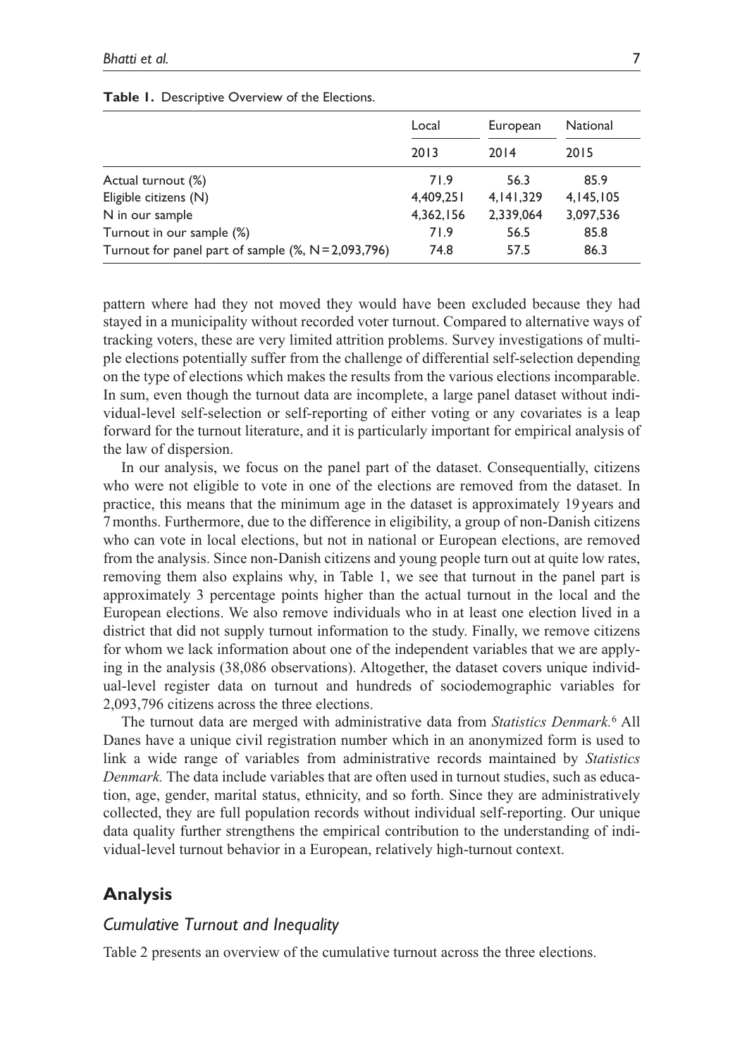**Table 1.** Descriptive Overview of the Elections.

| | Local | European | National |
|---|---|---|---|
| | 2013 | 2014 | 2015 |
| Actual turnout (%) | 71.9 | 56.3 | 85.9 |
| Eligible citizens (N) | 4,409,251 | 4,141,329 | 4,145,105 |
| N in our sample | 4,362,156 | 2,339,064 | 3,097,536 |
| Turnout in our sample (%) | 71.9 | 56.5 | 85.8 |
| Turnout for panel part of sample (%, N = 2,093,796) | 74.8 | 57.5 | 86.3 |

pattern where had they not moved they would have been excluded because they had stayed in a municipality without recorded voter turnout. Compared to alternative ways of tracking voters, these are very limited attrition problems. Survey investigations of multiple elections potentially suffer from the challenge of differential self-selection depending on the type of elections which makes the results from the various elections incomparable. In sum, even though the turnout data are incomplete, a large panel dataset without individual-level self-selection or self-reporting of either voting or any covariates is a leap forward for the turnout literature, and it is particularly important for empirical analysis of the law of dispersion.

In our analysis, we focus on the panel part of the dataset. Consequentially, citizens who were not eligible to vote in one of the elections are removed from the dataset. In practice, this means that the minimum age in the dataset is approximately 19 years and 7 months. Furthermore, due to the difference in eligibility, a group of non-Danish citizens who can vote in local elections, but not in national or European elections, are removed from the analysis. Since non-Danish citizens and young people turn out at quite low rates, removing them also explains why, in Table 1, we see that turnout in the panel part is approximately 3 percentage points higher than the actual turnout in the local and the European elections. We also remove individuals who in at least one election lived in a district that did not supply turnout information to the study. Finally, we remove citizens for whom we lack information about one of the independent variables that we are applying in the analysis (38,086 observations). Altogether, the dataset covers unique individual-level register data on turnout and hundreds of sociodemographic variables for 2,093,796 citizens across the three elections.

The turnout data are merged with administrative data from *Statistics Denmark.*[6] All Danes have a unique civil registration number which in an anonymized form is used to link a wide range of variables from administrative records maintained by *Statistics Denmark.* The data include variables that are often used in turnout studies, such as education, age, gender, marital status, ethnicity, and so forth. Since they are administratively collected, they are full population records without individual self-reporting. Our unique data quality further strengthens the empirical contribution to the understanding of individual-level turnout behavior in a European, relatively high-turnout context.

## Analysis

### *Cumulative Turnout and Inequality*

Table 2 presents an overview of the cumulative turnout across the three elections.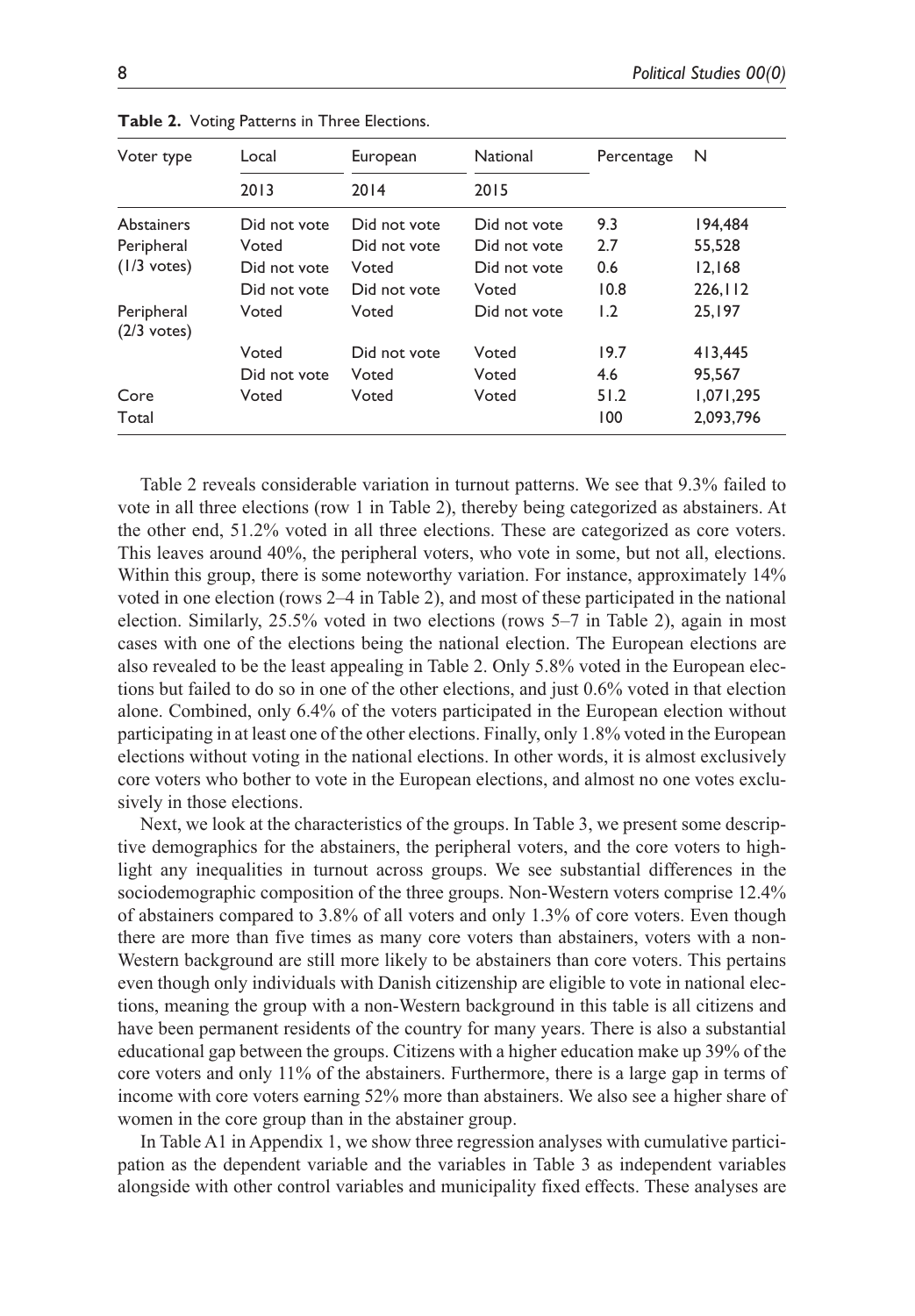**Table 2.** Voting Patterns in Three Elections.

| Voter type | Local | European | National | Percentage | N |
|---|---|---|---|---|---|
| | 2013 | 2014 | 2015 | | |
| Abstainers | Did not vote | Did not vote | Did not vote | 9.3 | 194,484 |
| Peripheral | Voted | Did not vote | Did not vote | 2.7 | 55,528 |
| (1/3 votes) | Did not vote | Voted | Did not vote | 0.6 | 12,168 |
| | Did not vote | Did not vote | Voted | 10.8 | 226,112 |
| Peripheral (2/3 votes) | Voted | Voted | Did not vote | 1.2 | 25,197 |
| | Voted | Did not vote | Voted | 19.7 | 413,445 |
| | Did not vote | Voted | Voted | 4.6 | 95,567 |
| Core | Voted | Voted | Voted | 51.2 | 1,071,295 |
| Total | | | | 100 | 2,093,796 |

Table 2 reveals considerable variation in turnout patterns. We see that 9.3% failed to vote in all three elections (row 1 in Table 2), thereby being categorized as abstainers. At the other end, 51.2% voted in all three elections. These are categorized as core voters. This leaves around 40%, the peripheral voters, who vote in some, but not all, elections. Within this group, there is some noteworthy variation. For instance, approximately 14% voted in one election (rows 2–4 in Table 2), and most of these participated in the national election. Similarly, 25.5% voted in two elections (rows 5–7 in Table 2), again in most cases with one of the elections being the national election. The European elections are also revealed to be the least appealing in Table 2. Only 5.8% voted in the European elections but failed to do so in one of the other elections, and just 0.6% voted in that election alone. Combined, only 6.4% of the voters participated in the European election without participating in at least one of the other elections. Finally, only 1.8% voted in the European elections without voting in the national elections. In other words, it is almost exclusively core voters who bother to vote in the European elections, and almost no one votes exclusively in those elections.

Next, we look at the characteristics of the groups. In Table 3, we present some descriptive demographics for the abstainers, the peripheral voters, and the core voters to highlight any inequalities in turnout across groups. We see substantial differences in the sociodemographic composition of the three groups. Non-Western voters comprise 12.4% of abstainers compared to 3.8% of all voters and only 1.3% of core voters. Even though there are more than five times as many core voters than abstainers, voters with a non-Western background are still more likely to be abstainers than core voters. This pertains even though only individuals with Danish citizenship are eligible to vote in national elections, meaning the group with a non-Western background in this table is all citizens and have been permanent residents of the country for many years. There is also a substantial educational gap between the groups. Citizens with a higher education make up 39% of the core voters and only 11% of the abstainers. Furthermore, there is a large gap in terms of income with core voters earning 52% more than abstainers. We also see a higher share of women in the core group than in the abstainer group.

In Table A1 in Appendix 1, we show three regression analyses with cumulative participation as the dependent variable and the variables in Table 3 as independent variables alongside with other control variables and municipality fixed effects. These analyses are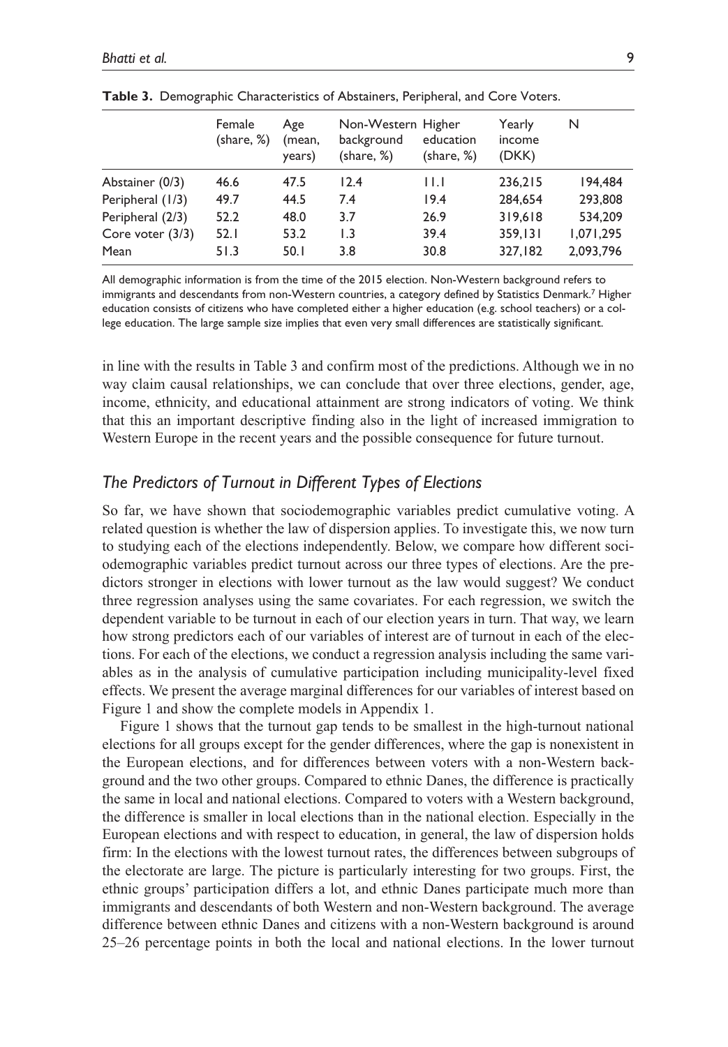**Table 3.** Demographic Characteristics of Abstainers, Peripheral, and Core Voters.

| | Female (share, %) | Age (mean, years) | Non-Western background (share, %) | Higher education (share, %) | Yearly income (DKK) | N |
|---|---|---|---|---|---|---|
| Abstainer (0/3) | 46.6 | 47.5 | 12.4 | 11.1 | 236,215 | 194,484 |
| Peripheral (1/3) | 49.7 | 44.5 | 7.4 | 19.4 | 284,654 | 293,808 |
| Peripheral (2/3) | 52.2 | 48.0 | 3.7 | 26.9 | 319,618 | 534,209 |
| Core voter (3/3) | 52.1 | 53.2 | 1.3 | 39.4 | 359,131 | 1,071,295 |
| Mean | 51.3 | 50.1 | 3.8 | 30.8 | 327,182 | 2,093,796 |

All demographic information is from the time of the 2015 election. Non-Western background refers to immigrants and descendants from non-Western countries, a category defined by Statistics Denmark.[7] Higher education consists of citizens who have completed either a higher education (e.g. school teachers) or a college education. The large sample size implies that even very small differences are statistically significant.

in line with the results in Table 3 and confirm most of the predictions. Although we in no way claim causal relationships, we can conclude that over three elections, gender, age, income, ethnicity, and educational attainment are strong indicators of voting. We think that this an important descriptive finding also in the light of increased immigration to Western Europe in the recent years and the possible consequence for future turnout.

## *The Predictors of Turnout in Different Types of Elections*

So far, we have shown that sociodemographic variables predict cumulative voting. A related question is whether the law of dispersion applies. To investigate this, we now turn to studying each of the elections independently. Below, we compare how different sociodemographic variables predict turnout across our three types of elections. Are the predictors stronger in elections with lower turnout as the law would suggest? We conduct three regression analyses using the same covariates. For each regression, we switch the dependent variable to be turnout in each of our election years in turn. That way, we learn how strong predictors each of our variables of interest are of turnout in each of the elections. For each of the elections, we conduct a regression analysis including the same variables as in the analysis of cumulative participation including municipality-level fixed effects. We present the average marginal differences for our variables of interest based on Figure 1 and show the complete models in Appendix 1.

Figure 1 shows that the turnout gap tends to be smallest in the high-turnout national elections for all groups except for the gender differences, where the gap is nonexistent in the European elections, and for differences between voters with a non-Western background and the two other groups. Compared to ethnic Danes, the difference is practically the same in local and national elections. Compared to voters with a Western background, the difference is smaller in local elections than in the national election. Especially in the European elections and with respect to education, in general, the law of dispersion holds firm: In the elections with the lowest turnout rates, the differences between subgroups of the electorate are large. The picture is particularly interesting for two groups. First, the ethnic groups' participation differs a lot, and ethnic Danes participate much more than immigrants and descendants of both Western and non-Western background. The average difference between ethnic Danes and citizens with a non-Western background is around 25–26 percentage points in both the local and national elections. In the lower turnout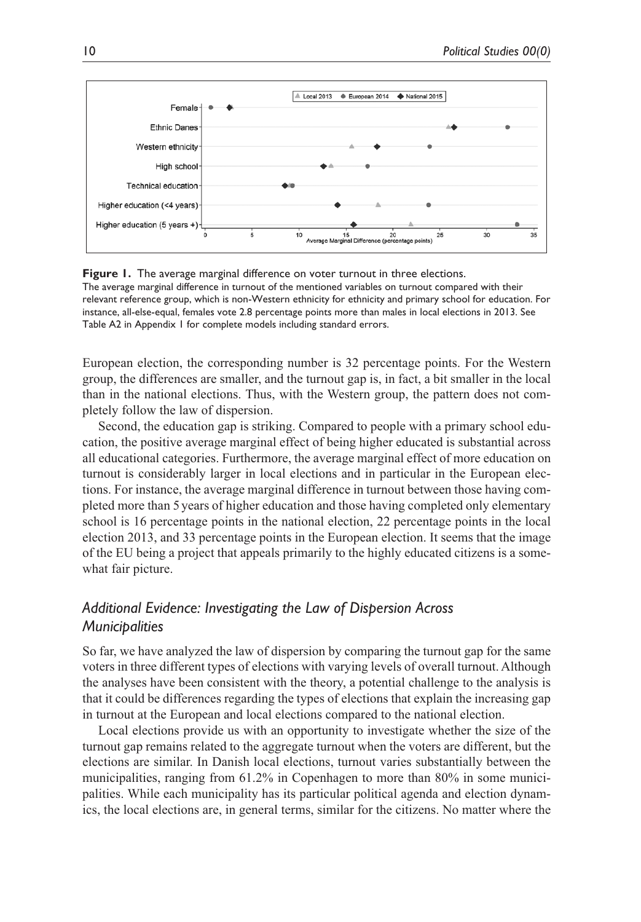**Figure 1.** The average marginal difference on voter turnout in three elections.
The average marginal difference in turnout of the mentioned variables on turnout compared with their relevant reference group, which is non-Western ethnicity for ethnicity and primary school for education. For instance, all-else-equal, females vote 2.8 percentage points more than males in local elections in 2013. See Table A2 in Appendix 1 for complete models including standard errors.

European election, the corresponding number is 32 percentage points. For the Western group, the differences are smaller, and the turnout gap is, in fact, a bit smaller in the local than in the national elections. Thus, with the Western group, the pattern does not completely follow the law of dispersion.

Second, the education gap is striking. Compared to people with a primary school education, the positive average marginal effect of being higher educated is substantial across all educational categories. Furthermore, the average marginal effect of more education on turnout is considerably larger in local elections and in particular in the European elections. For instance, the average marginal difference in turnout between those having completed more than 5 years of higher education and those having completed only elementary school is 16 percentage points in the national election, 22 percentage points in the local election 2013, and 33 percentage points in the European election. It seems that the image of the EU being a project that appeals primarily to the highly educated citizens is a somewhat fair picture.

## *Additional Evidence: Investigating the Law of Dispersion Across Municipalities*

So far, we have analyzed the law of dispersion by comparing the turnout gap for the same voters in three different types of elections with varying levels of overall turnout. Although the analyses have been consistent with the theory, a potential challenge to the analysis is that it could be differences regarding the types of elections that explain the increasing gap in turnout at the European and local elections compared to the national election.

Local elections provide us with an opportunity to investigate whether the size of the turnout gap remains related to the aggregate turnout when the voters are different, but the elections are similar. In Danish local elections, turnout varies substantially between the municipalities, ranging from 61.2% in Copenhagen to more than 80% in some municipalities. While each municipality has its particular political agenda and election dynamics, the local elections are, in general terms, similar for the citizens. No matter where the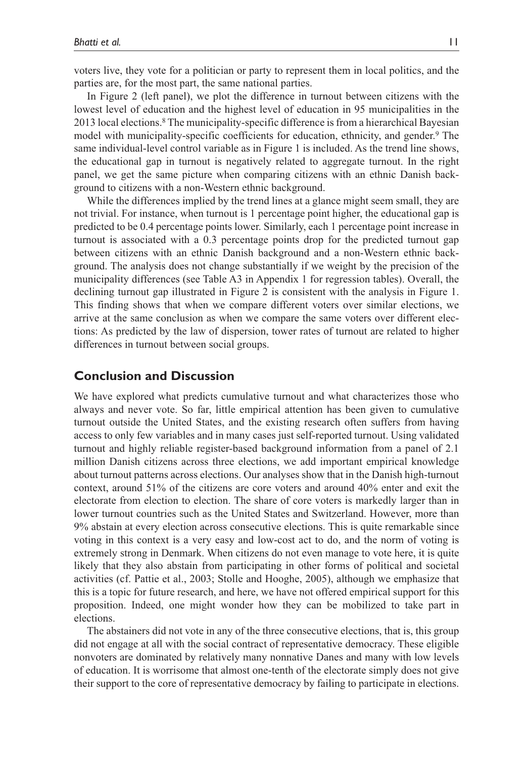voters live, they vote for a politician or party to represent them in local politics, and the parties are, for the most part, the same national parties.

In Figure 2 (left panel), we plot the difference in turnout between citizens with the lowest level of education and the highest level of education in 95 municipalities in the 2013 local elections.[8] The municipality-specific difference is from a hierarchical Bayesian model with municipality-specific coefficients for education, ethnicity, and gender.[9] The same individual-level control variable as in Figure 1 is included. As the trend line shows, the educational gap in turnout is negatively related to aggregate turnout. In the right panel, we get the same picture when comparing citizens with an ethnic Danish background to citizens with a non-Western ethnic background.

While the differences implied by the trend lines at a glance might seem small, they are not trivial. For instance, when turnout is 1 percentage point higher, the educational gap is predicted to be 0.4 percentage points lower. Similarly, each 1 percentage point increase in turnout is associated with a 0.3 percentage points drop for the predicted turnout gap between citizens with an ethnic Danish background and a non-Western ethnic background. The analysis does not change substantially if we weight by the precision of the municipality differences (see Table A3 in Appendix 1 for regression tables). Overall, the declining turnout gap illustrated in Figure 2 is consistent with the analysis in Figure 1. This finding shows that when we compare different voters over similar elections, we arrive at the same conclusion as when we compare the same voters over different elections: As predicted by the law of dispersion, tower rates of turnout are related to higher differences in turnout between social groups.

## Conclusion and Discussion

We have explored what predicts cumulative turnout and what characterizes those who always and never vote. So far, little empirical attention has been given to cumulative turnout outside the United States, and the existing research often suffers from having access to only few variables and in many cases just self-reported turnout. Using validated turnout and highly reliable register-based background information from a panel of 2.1 million Danish citizens across three elections, we add important empirical knowledge about turnout patterns across elections. Our analyses show that in the Danish high-turnout context, around 51% of the citizens are core voters and around 40% enter and exit the electorate from election to election. The share of core voters is markedly larger than in lower turnout countries such as the United States and Switzerland. However, more than 9% abstain at every election across consecutive elections. This is quite remarkable since voting in this context is a very easy and low-cost act to do, and the norm of voting is extremely strong in Denmark. When citizens do not even manage to vote here, it is quite likely that they also abstain from participating in other forms of political and societal activities (cf. Pattie et al., 2003; Stolle and Hooghe, 2005), although we emphasize that this is a topic for future research, and here, we have not offered empirical support for this proposition. Indeed, one might wonder how they can be mobilized to take part in elections.

The abstainers did not vote in any of the three consecutive elections, that is, this group did not engage at all with the social contract of representative democracy. These eligible nonvoters are dominated by relatively many nonnative Danes and many with low levels of education. It is worrisome that almost one-tenth of the electorate simply does not give their support to the core of representative democracy by failing to participate in elections.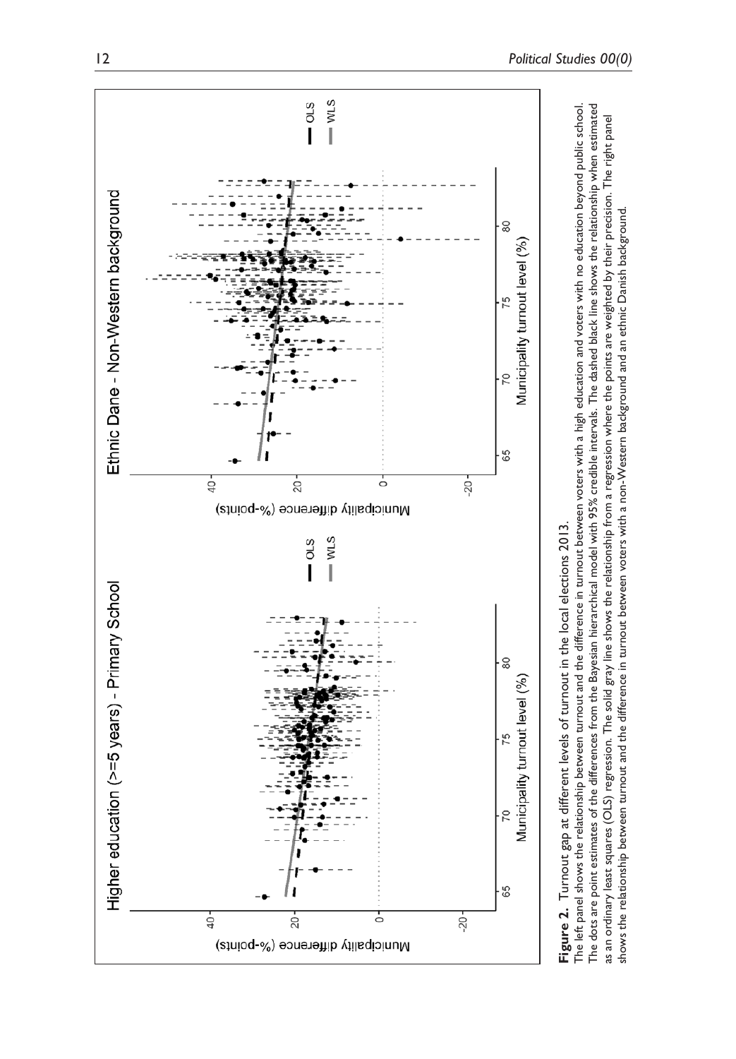**Figure 2.** Turnout gap at different levels of turnout in the local elections 2013.

The left panel shows the relationship between turnout and the difference in turnout between voters with a high education and voters with no education beyond public school. The dots are point estimates of the differences from the Bayesian hierarchical model with 95% credible intervals. The dashed black line shows the relationship when estimated as an ordinary least squares (OLS) regression. The solid gray line shows the relationship from a regression where the points are weighted by their precision. The right panel shows the relationship between turnout and the difference in turnout between voters with a non-Western background and an ethnic Danish background.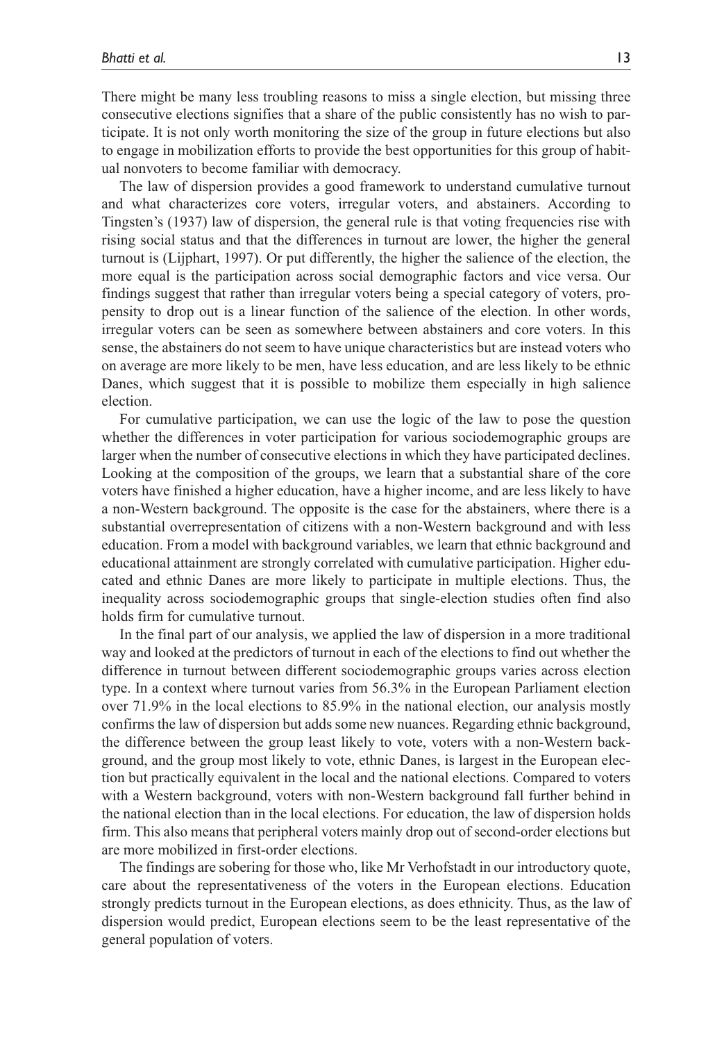There might be many less troubling reasons to miss a single election, but missing three consecutive elections signifies that a share of the public consistently has no wish to participate. It is not only worth monitoring the size of the group in future elections but also to engage in mobilization efforts to provide the best opportunities for this group of habitual nonvoters to become familiar with democracy.

The law of dispersion provides a good framework to understand cumulative turnout and what characterizes core voters, irregular voters, and abstainers. According to Tingsten's (1937) law of dispersion, the general rule is that voting frequencies rise with rising social status and that the differences in turnout are lower, the higher the general turnout is (Lijphart, 1997). Or put differently, the higher the salience of the election, the more equal is the participation across social demographic factors and vice versa. Our findings suggest that rather than irregular voters being a special category of voters, propensity to drop out is a linear function of the salience of the election. In other words, irregular voters can be seen as somewhere between abstainers and core voters. In this sense, the abstainers do not seem to have unique characteristics but are instead voters who on average are more likely to be men, have less education, and are less likely to be ethnic Danes, which suggest that it is possible to mobilize them especially in high salience election.

For cumulative participation, we can use the logic of the law to pose the question whether the differences in voter participation for various sociodemographic groups are larger when the number of consecutive elections in which they have participated declines. Looking at the composition of the groups, we learn that a substantial share of the core voters have finished a higher education, have a higher income, and are less likely to have a non-Western background. The opposite is the case for the abstainers, where there is a substantial overrepresentation of citizens with a non-Western background and with less education. From a model with background variables, we learn that ethnic background and educational attainment are strongly correlated with cumulative participation. Higher educated and ethnic Danes are more likely to participate in multiple elections. Thus, the inequality across sociodemographic groups that single-election studies often find also holds firm for cumulative turnout.

In the final part of our analysis, we applied the law of dispersion in a more traditional way and looked at the predictors of turnout in each of the elections to find out whether the difference in turnout between different sociodemographic groups varies across election type. In a context where turnout varies from 56.3% in the European Parliament election over 71.9% in the local elections to 85.9% in the national election, our analysis mostly confirms the law of dispersion but adds some new nuances. Regarding ethnic background, the difference between the group least likely to vote, voters with a non-Western background, and the group most likely to vote, ethnic Danes, is largest in the European election but practically equivalent in the local and the national elections. Compared to voters with a Western background, voters with non-Western background fall further behind in the national election than in the local elections. For education, the law of dispersion holds firm. This also means that peripheral voters mainly drop out of second-order elections but are more mobilized in first-order elections.

The findings are sobering for those who, like Mr Verhofstadt in our introductory quote, care about the representativeness of the voters in the European elections. Education strongly predicts turnout in the European elections, as does ethnicity. Thus, as the law of dispersion would predict, European elections seem to be the least representative of the general population of voters.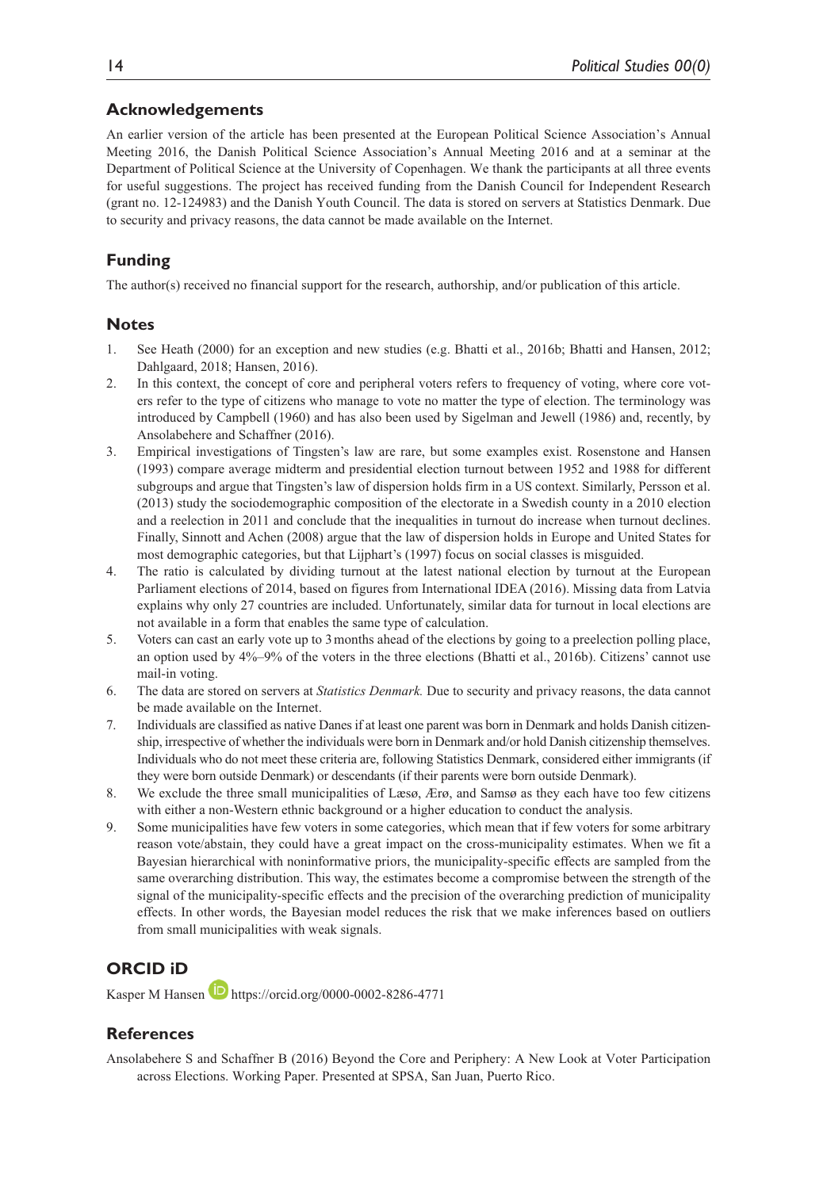## Acknowledgements

An earlier version of the article has been presented at the European Political Science Association's Annual Meeting 2016, the Danish Political Science Association's Annual Meeting 2016 and at a seminar at the Department of Political Science at the University of Copenhagen. We thank the participants at all three events for useful suggestions. The project has received funding from the Danish Council for Independent Research (grant no. 12-124983) and the Danish Youth Council. The data is stored on servers at Statistics Denmark. Due to security and privacy reasons, the data cannot be made available on the Internet.

## Funding

The author(s) received no financial support for the research, authorship, and/or publication of this article.

## Notes

1. See Heath (2000) for an exception and new studies (e.g. Bhatti et al., 2016b; Bhatti and Hansen, 2012; Dahlgaard, 2018; Hansen, 2016).
2. In this context, the concept of core and peripheral voters refers to frequency of voting, where core voters refer to the type of citizens who manage to vote no matter the type of election. The terminology was introduced by Campbell (1960) and has also been used by Sigelman and Jewell (1986) and, recently, by Ansolabehere and Schaffner (2016).
3. Empirical investigations of Tingsten's law are rare, but some examples exist. Rosenstone and Hansen (1993) compare average midterm and presidential election turnout between 1952 and 1988 for different subgroups and argue that Tingsten's law of dispersion holds firm in a US context. Similarly, Persson et al. (2013) study the sociodemographic composition of the electorate in a Swedish county in a 2010 election and a reelection in 2011 and conclude that the inequalities in turnout do increase when turnout declines. Finally, Sinnott and Achen (2008) argue that the law of dispersion holds in Europe and United States for most demographic categories, but that Lijphart's (1997) focus on social classes is misguided.
4. The ratio is calculated by dividing turnout at the latest national election by turnout at the European Parliament elections of 2014, based on figures from International IDEA (2016). Missing data from Latvia explains why only 27 countries are included. Unfortunately, similar data for turnout in local elections are not available in a form that enables the same type of calculation.
5. Voters can cast an early vote up to 3 months ahead of the elections by going to a preelection polling place, an option used by 4%–9% of the voters in the three elections (Bhatti et al., 2016b). Citizens' cannot use mail-in voting.
6. The data are stored on servers at *Statistics Denmark.* Due to security and privacy reasons, the data cannot be made available on the Internet.
7. Individuals are classified as native Danes if at least one parent was born in Denmark and holds Danish citizenship, irrespective of whether the individuals were born in Denmark and/or hold Danish citizenship themselves. Individuals who do not meet these criteria are, following Statistics Denmark, considered either immigrants (if they were born outside Denmark) or descendants (if their parents were born outside Denmark).
8. We exclude the three small municipalities of Læsø, Ærø, and Samsø as they each have too few citizens with either a non-Western ethnic background or a higher education to conduct the analysis.
9. Some municipalities have few voters in some categories, which mean that if few voters for some arbitrary reason vote/abstain, they could have a great impact on the cross-municipality estimates. When we fit a Bayesian hierarchical with noninformative priors, the municipality-specific effects are sampled from the same overarching distribution. This way, the estimates become a compromise between the strength of the signal of the municipality-specific effects and the precision of the overarching prediction of municipality effects. In other words, the Bayesian model reduces the risk that we make inferences based on outliers from small municipalities with weak signals.

## ORCID iD

Kasper M Hansen https://orcid.org/0000-0002-8286-4771

## References

Ansolabehere S and Schaffner B (2016) Beyond the Core and Periphery: A New Look at Voter Participation across Elections. Working Paper. Presented at SPSA, San Juan, Puerto Rico.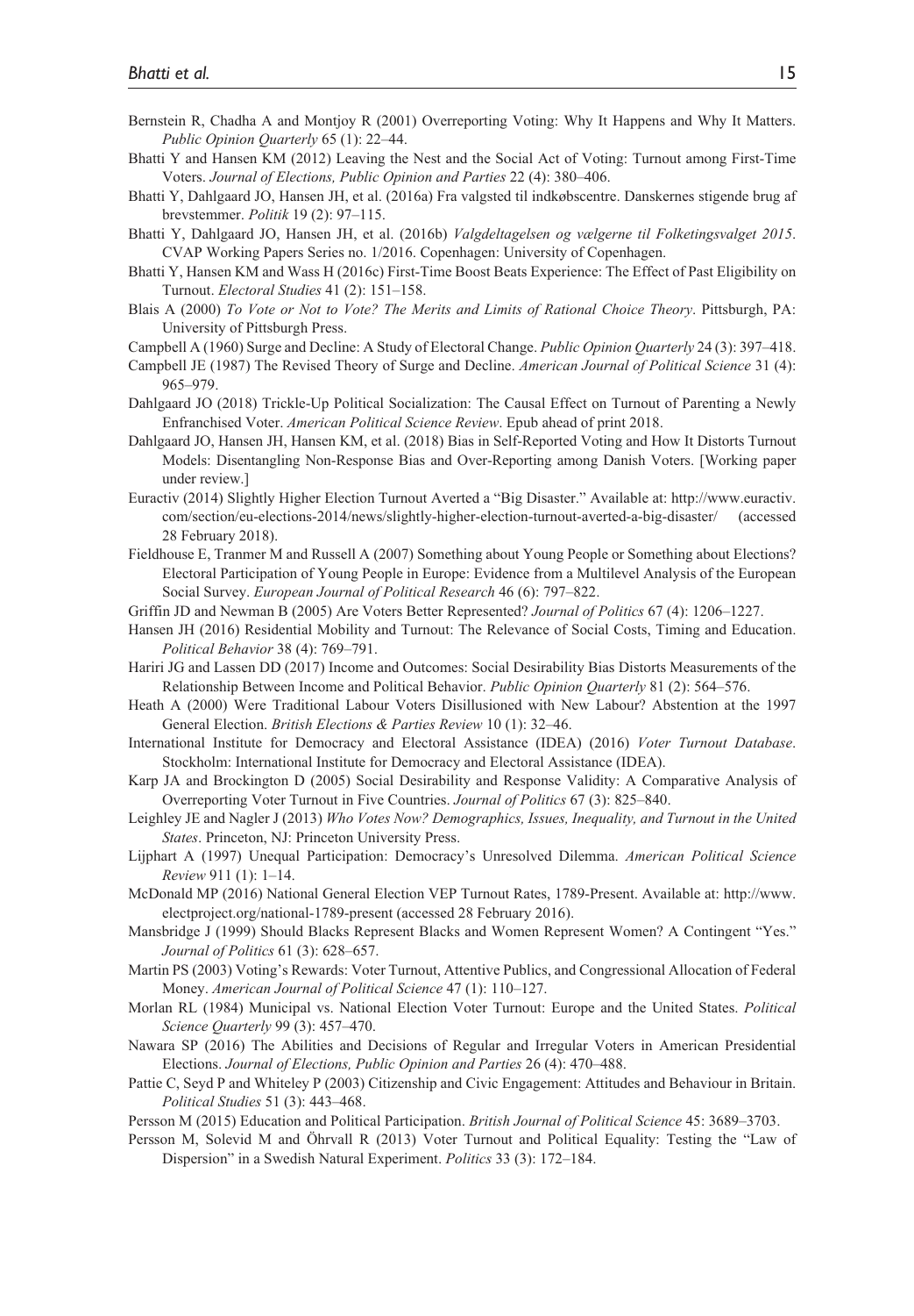Bernstein R, Chadha A and Montjoy R (2001) Overreporting Voting: Why It Happens and Why It Matters. *Public Opinion Quarterly* 65 (1): 22–44.

Bhatti Y and Hansen KM (2012) Leaving the Nest and the Social Act of Voting: Turnout among First-Time Voters. *Journal of Elections, Public Opinion and Parties* 22 (4): 380–406.

Bhatti Y, Dahlgaard JO, Hansen JH, et al. (2016a) Fra valgsted til indkøbscentre. Danskernes stigende brug af brevstemmer. *Politik* 19 (2): 97–115.

Bhatti Y, Dahlgaard JO, Hansen JH, et al. (2016b) *Valgdeltagelsen og vælgerne til Folketingsvalget 2015*. CVAP Working Papers Series no. 1/2016. Copenhagen: University of Copenhagen.

Bhatti Y, Hansen KM and Wass H (2016c) First-Time Boost Beats Experience: The Effect of Past Eligibility on Turnout. *Electoral Studies* 41 (2): 151–158.

Blais A (2000) *To Vote or Not to Vote? The Merits and Limits of Rational Choice Theory*. Pittsburgh, PA: University of Pittsburgh Press.

Campbell A (1960) Surge and Decline: A Study of Electoral Change. *Public Opinion Quarterly* 24 (3): 397–418.

Campbell JE (1987) The Revised Theory of Surge and Decline. *American Journal of Political Science* 31 (4): 965–979.

Dahlgaard JO (2018) Trickle-Up Political Socialization: The Causal Effect on Turnout of Parenting a Newly Enfranchised Voter. *American Political Science Review*. Epub ahead of print 2018.

Dahlgaard JO, Hansen JH, Hansen KM, et al. (2018) Bias in Self-Reported Voting and How It Distorts Turnout Models: Disentangling Non-Response Bias and Over-Reporting among Danish Voters. [Working paper under review.]

Euractiv (2014) Slightly Higher Election Turnout Averted a "Big Disaster." Available at: http://www.euractiv.com/section/eu-elections-2014/news/slightly-higher-election-turnout-averted-a-big-disaster/ (accessed 28 February 2018).

Fieldhouse E, Tranmer M and Russell A (2007) Something about Young People or Something about Elections? Electoral Participation of Young People in Europe: Evidence from a Multilevel Analysis of the European Social Survey. *European Journal of Political Research* 46 (6): 797–822.

Griffin JD and Newman B (2005) Are Voters Better Represented? *Journal of Politics* 67 (4): 1206–1227.

Hansen JH (2016) Residential Mobility and Turnout: The Relevance of Social Costs, Timing and Education. *Political Behavior* 38 (4): 769–791.

Hariri JG and Lassen DD (2017) Income and Outcomes: Social Desirability Bias Distorts Measurements of the Relationship Between Income and Political Behavior. *Public Opinion Quarterly* 81 (2): 564–576.

Heath A (2000) Were Traditional Labour Voters Disillusioned with New Labour? Abstention at the 1997 General Election. *British Elections & Parties Review* 10 (1): 32–46.

International Institute for Democracy and Electoral Assistance (IDEA) (2016) *Voter Turnout Database*. Stockholm: International Institute for Democracy and Electoral Assistance (IDEA).

Karp JA and Brockington D (2005) Social Desirability and Response Validity: A Comparative Analysis of Overreporting Voter Turnout in Five Countries. *Journal of Politics* 67 (3): 825–840.

Leighley JE and Nagler J (2013) *Who Votes Now? Demographics, Issues, Inequality, and Turnout in the United States*. Princeton, NJ: Princeton University Press.

Lijphart A (1997) Unequal Participation: Democracy's Unresolved Dilemma. *American Political Science Review* 911 (1): 1–14.

McDonald MP (2016) National General Election VEP Turnout Rates, 1789-Present. Available at: http://www.electproject.org/national-1789-present (accessed 28 February 2016).

Mansbridge J (1999) Should Blacks Represent Blacks and Women Represent Women? A Contingent "Yes." *Journal of Politics* 61 (3): 628–657.

Martin PS (2003) Voting's Rewards: Voter Turnout, Attentive Publics, and Congressional Allocation of Federal Money. *American Journal of Political Science* 47 (1): 110–127.

Morlan RL (1984) Municipal vs. National Election Voter Turnout: Europe and the United States. *Political Science Quarterly* 99 (3): 457–470.

Nawara SP (2016) The Abilities and Decisions of Regular and Irregular Voters in American Presidential Elections. *Journal of Elections, Public Opinion and Parties* 26 (4): 470–488.

Pattie C, Seyd P and Whiteley P (2003) Citizenship and Civic Engagement: Attitudes and Behaviour in Britain. *Political Studies* 51 (3): 443–468.

Persson M (2015) Education and Political Participation. *British Journal of Political Science* 45: 3689–3703.

Persson M, Solevid M and Öhrvall R (2013) Voter Turnout and Political Equality: Testing the "Law of Dispersion" in a Swedish Natural Experiment. *Politics* 33 (3): 172–184.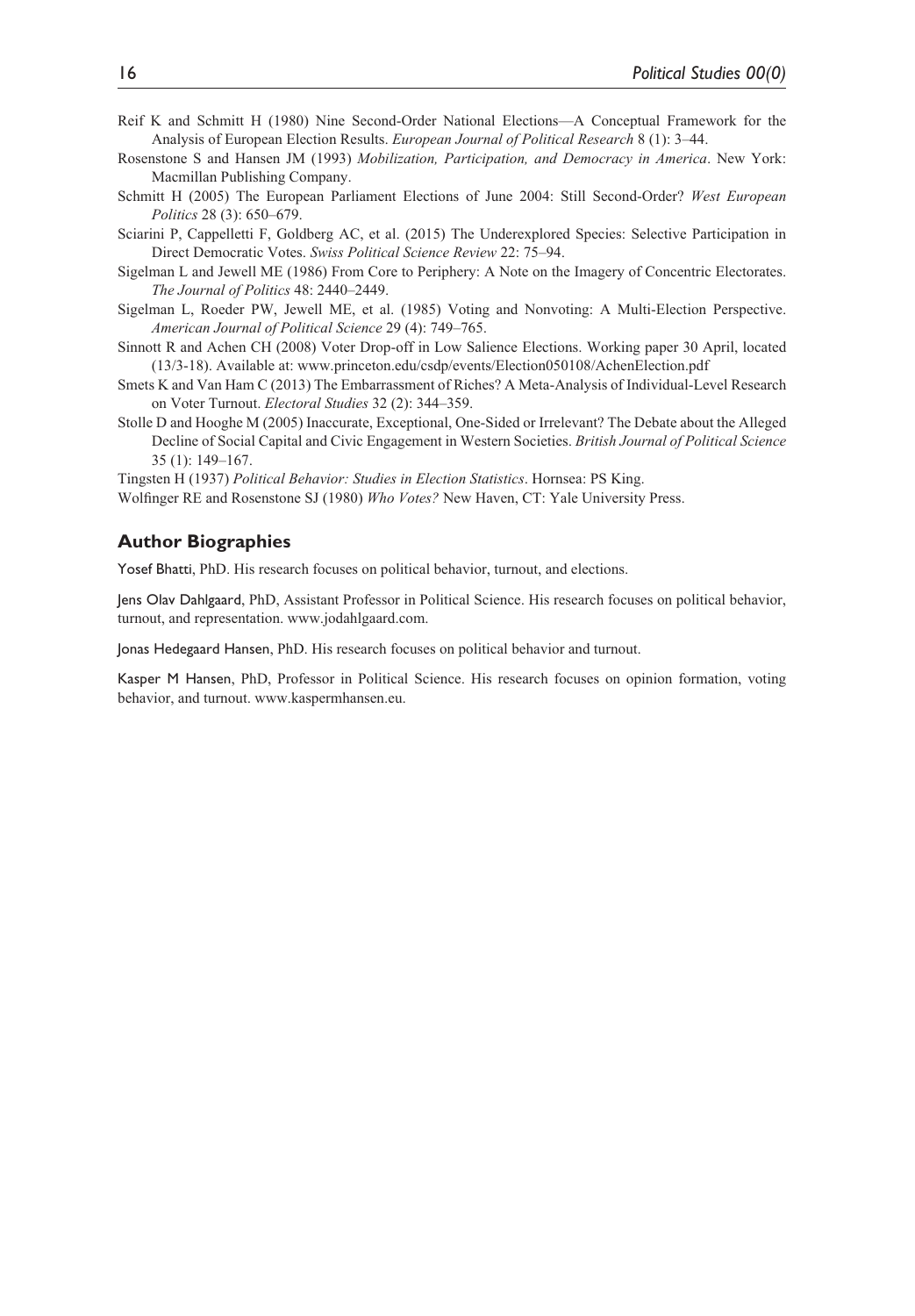Reif K and Schmitt H (1980) Nine Second-Order National Elections—A Conceptual Framework for the Analysis of European Election Results. *European Journal of Political Research* 8 (1): 3–44.

Rosenstone S and Hansen JM (1993) *Mobilization, Participation, and Democracy in America*. New York: Macmillan Publishing Company.

Schmitt H (2005) The European Parliament Elections of June 2004: Still Second-Order? *West European Politics* 28 (3): 650–679.

Sciarini P, Cappelletti F, Goldberg AC, et al. (2015) The Underexplored Species: Selective Participation in Direct Democratic Votes. *Swiss Political Science Review* 22: 75–94.

Sigelman L and Jewell ME (1986) From Core to Periphery: A Note on the Imagery of Concentric Electorates. *The Journal of Politics* 48: 2440–2449.

Sigelman L, Roeder PW, Jewell ME, et al. (1985) Voting and Nonvoting: A Multi-Election Perspective. *American Journal of Political Science* 29 (4): 749–765.

Sinnott R and Achen CH (2008) Voter Drop-off in Low Salience Elections. Working paper 30 April, located (13/3-18). Available at: www.princeton.edu/csdp/events/Election050108/AchenElection.pdf

Smets K and Van Ham C (2013) The Embarrassment of Riches? A Meta-Analysis of Individual-Level Research on Voter Turnout. *Electoral Studies* 32 (2): 344–359.

Stolle D and Hooghe M (2005) Inaccurate, Exceptional, One-Sided or Irrelevant? The Debate about the Alleged Decline of Social Capital and Civic Engagement in Western Societies. *British Journal of Political Science* 35 (1): 149–167.

Tingsten H (1937) *Political Behavior: Studies in Election Statistics*. Hornsea: PS King.

Wolfinger RE and Rosenstone SJ (1980) *Who Votes?* New Haven, CT: Yale University Press.

## Author Biographies

Yosef Bhatti, PhD. His research focuses on political behavior, turnout, and elections.

Jens Olav Dahlgaard, PhD, Assistant Professor in Political Science. His research focuses on political behavior, turnout, and representation. www.jodahlgaard.com.

Jonas Hedegaard Hansen, PhD. His research focuses on political behavior and turnout.

Kasper M Hansen, PhD, Professor in Political Science. His research focuses on opinion formation, voting behavior, and turnout. www.kaspermhansen.eu.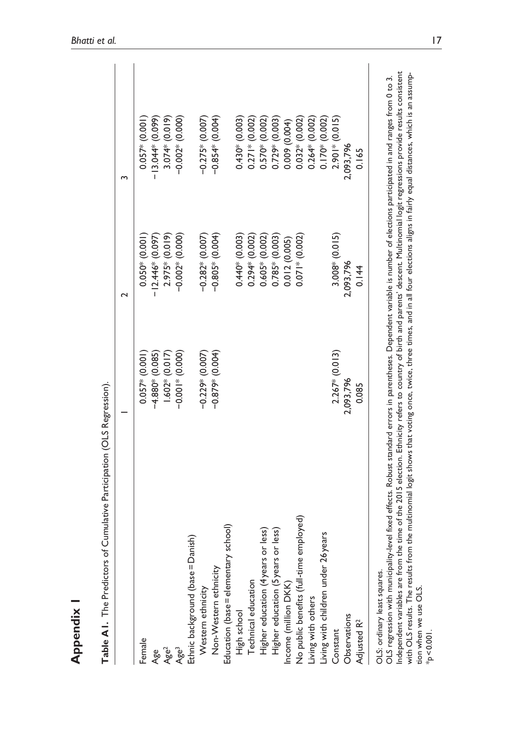# Appendix 1

**Table A1.** The Predictors of Cumulative Participation (OLS Regression).

| | 1 | 2 | 3 |
|---|---|---|---|
| Female | 0.057* (0.001) | 0.050* (0.001) | 0.057* (0.001) |
| Age | −4.880* (0.085) | −12.446* (0.097) | −13.044* (0.099) |
| Age$^2$ | 1.602* (0.017) | 2.975* (0.019) | 3.074* (0.019) |
| Age$^3$ | −0.001* (0.000) | −0.002* (0.000) | −0.002* (0.000) |
| Ethnic background (base = Danish) | | | |
| Western ethnicity | −0.229* (0.007) | −0.282* (0.007) | −0.275* (0.007) |
| Non-Western ethnicity | −0.879* (0.004) | −0.805* (0.004) | −0.854* (0.004) |
| Education (base = elementary school) | | | |
| High school | | 0.440* (0.003) | 0.430* (0.003) |
| Technical education | | 0.294* (0.002) | 0.271* (0.002) |
| Higher education (4 years or less) | | 0.605* (0.002) | 0.570* (0.002) |
| Higher education (5 years or less) | | 0.785* (0.003) | 0.729* (0.003) |
| Income (million DKK) | | 0.012 (0.005) | 0.009 (0.004) |
| No public benefits (full-time employed) | | 0.071* (0.002) | 0.032* (0.002) |
| Living with others | | | 0.264* (0.002) |
| Living with children under 26 years | | | 0.170* (0.002) |
| Constant | 2.267* (0.013) | 3.008* (0.015) | 2.901* (0.015) |
| Observations | 2,093,796 | 2,093,796 | 2,093,796 |
| Adjusted $R^2$ | 0.085 | 0.144 | 0.165 |

OLS: ordinary least squares.
OLS regression with municipality-level fixed effects. Robust standard errors in parentheses. Dependent variable is number of elections participated in and ranges from 0 to 3. Independent variables are from the time of the 2015 election. Ethnicity refers to country of birth and parents' descent. Multinomial logit regressions provide results consistent with OLS results. The results from the multinomial logit shows that voting once, twice, three times, and in all four elections aligns in fairly equal distances, which is an assumption when we use OLS.
*$p < 0.001$.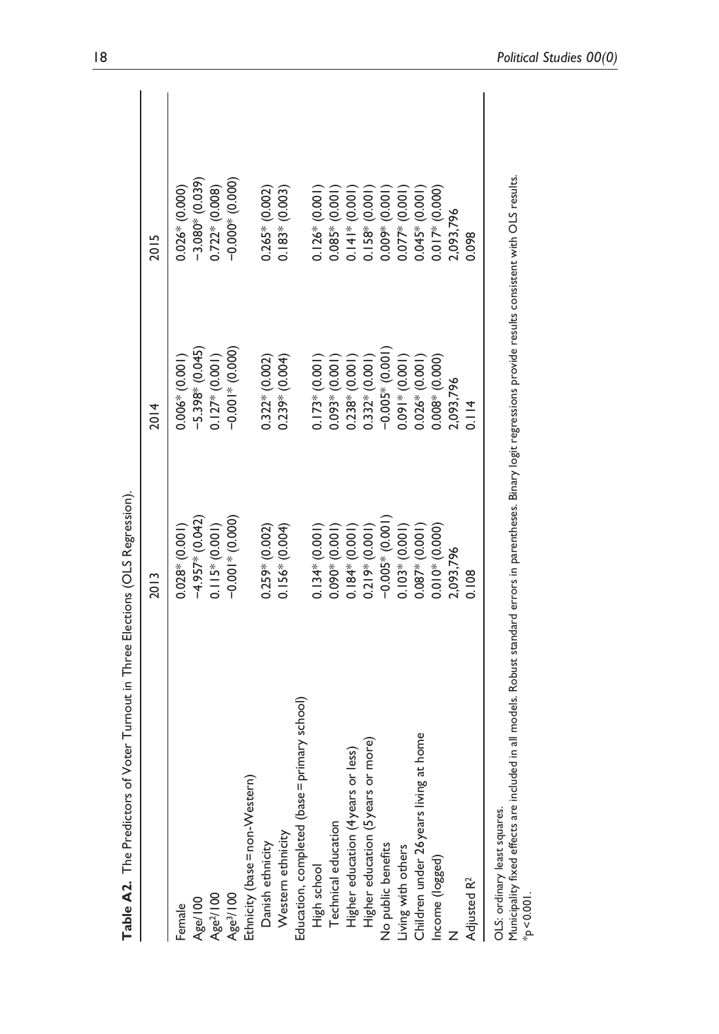**Table A2.** The Predictors of Voter Turnout in Three Elections (OLS Regression).

| | 2013 | 2014 | 2015 |
|---|---|---|---|
| Female | 0.028* (0.001) | 0.006* (0.001) | 0.026* (0.000) |
| Age/100 | −4.957* (0.042) | −5.398* (0.045) | −3.080* (0.039) |
| Age$^2$/100 | 0.115* (0.001) | 0.127* (0.001) | 0.722* (0.008) |
| Age$^3$/100 | −0.001* (0.000) | −0.001* (0.000) | −0.000* (0.000) |
| Ethnicity (base = non-Western) | | | |
| Danish ethnicity | 0.259* (0.002) | 0.322* (0.002) | 0.265* (0.002) |
| Western ethnicity | 0.156* (0.004) | 0.239* (0.004) | 0.183* (0.003) |
| Education, completed (base = primary school) | | | |
| High school | 0.134* (0.001) | 0.173* (0.001) | 0.126* (0.001) |
| Technical education | 0.090* (0.001) | 0.093* (0.001) | 0.085* (0.001) |
| Higher education (4 years or less) | 0.184* (0.001) | 0.238* (0.001) | 0.141* (0.001) |
| Higher education (5 years or more) | 0.219* (0.001) | 0.332* (0.001) | 0.158* (0.001) |
| No public benefits | −0.005* (0.001) | −0.005* (0.001) | 0.009* (0.001) |
| Living with others | 0.103* (0.001) | 0.091* (0.001) | 0.077* (0.001) |
| Children under 26 years living at home | 0.087* (0.001) | 0.026* (0.001) | 0.045* (0.001) |
| Income (logged) | 0.010* (0.000) | 0.008* (0.000) | 0.017* (0.000) |
| N | 2,093,796 | 2,093,796 | 2,093,796 |
| Adjusted $R^2$ | 0.108 | 0.114 | 0.098 |

OLS: ordinary least squares.

Municipality fixed effects are included in all models. Robust standard errors in parentheses. Binary logit regressions provide results consistent with OLS results.

*$p < 0.001$.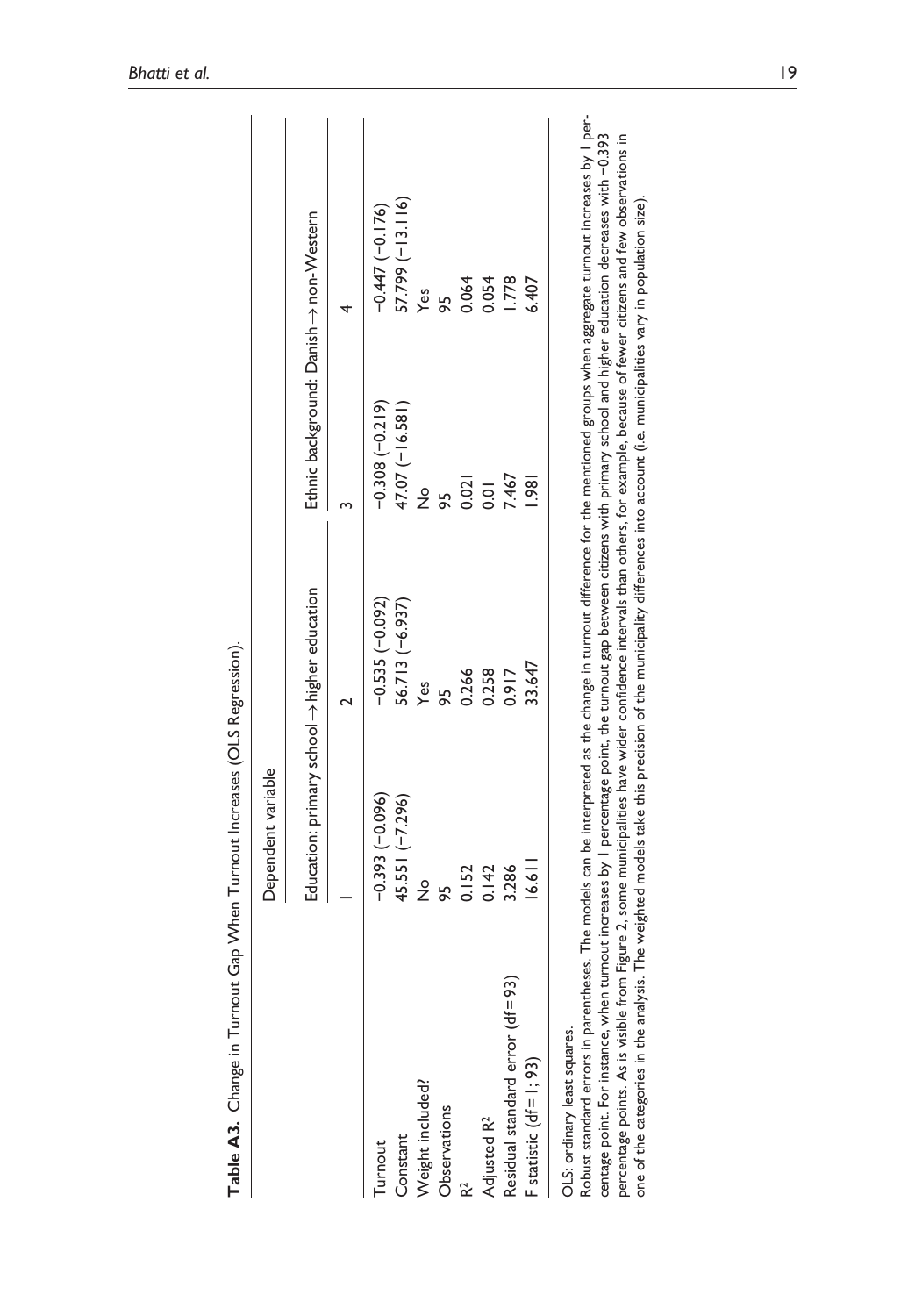**Table A3.** Change in Turnout Gap When Turnout Increases (OLS Regression).

| | Dependent variable | | | |
|---|---|---|---|---|
| | Education: primary school → higher education | | Ethnic background: Danish → non-Western | |
| | 1 | 2 | 3 | 4 |
| Turnout | −0.393 (−0.096) | −0.535 (−0.092) | −0.308 (−0.219) | −0.447 (−0.176) |
| Constant | 45.551 (−7.296) | 56.713 (−6.937) | 47.07 (−16.581) | 57.799 (−13.116) |
| Weight included? | No | Yes | No | Yes |
| Observations | 95 | 95 | 95 | 95 |
| $R^2$ | 0.152 | 0.266 | 0.021 | 0.064 |
| Adjusted $R^2$ | 0.142 | 0.258 | 0.01 | 0.054 |
| Residual standard error (df = 93) | 3.286 | 0.917 | 7.467 | 1.778 |
| F statistic (df = 1; 93) | 16.611 | 33.647 | 1.981 | 6.407 |

OLS: ordinary least squares.

Robust standard errors in parentheses. The models can be interpreted as the change in turnout difference for the mentioned groups when aggregate turnout increases by 1 percentage point. For instance, when turnout increases by 1 percentage point, the turnout gap between citizens with primary school and higher education decreases with −0.393 percentage points. As is visible from Figure 2, some municipalities have wider confidence intervals than others, for example, because of fewer citizens and few observations in one of the categories in the analysis. The weighted models take this precision of the municipality differences into account (i.e. municipalities vary in population size).